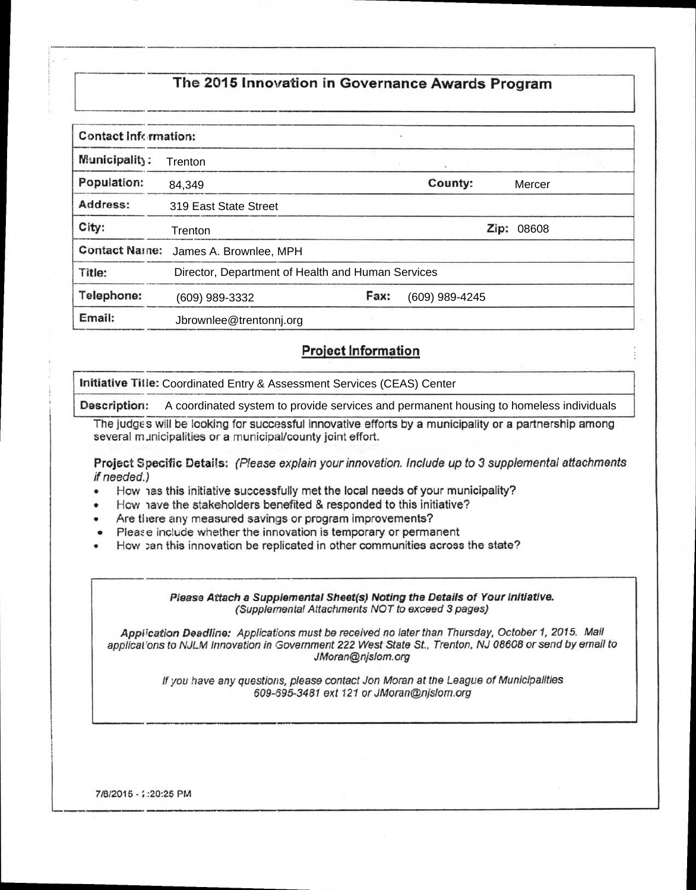# The 2015 Innovation in Governance Awards Program

| Contact Information: | | | |
|---|---|---|---|
| **Municipality:** | Trenton | | |
| **Population:** | 84,349 | **County:** | Mercer |
| **Address:** | 319 East State Street | | |
| **City:** | Trenton | **Zip:** | 08608 |
| **Contact Name:** | James A. Brownlee, MPH | | |
| **Title:** | Director, Department of Health and Human Services | | |
| **Telephone:** | (609) 989-3332 | **Fax:** | (609) 989-4245 |
| **Email:** | Jbrownlee@trentonnj.org | | |

## Project Information

| | |
|---|---|
| **Initiative Title:** | Coordinated Entry & Assessment Services (CEAS) Center |
| **Description:** | A coordinated system to provide services and permanent housing to homeless individuals |

The judges will be looking for successful innovative efforts by a municipality or a partnership among several municipalities or a municipal/county joint effort.

**Project Specific Details:** *(Please explain your innovation. Include up to 3 supplemental attachments if needed.)*

- How has this initiative successfully met the local needs of your municipality?
- How have the stakeholders benefited & responded to this initiative?
- Are there any measured savings or program improvements?
- Please include whether the innovation is temporary or permanent
- How can this innovation be replicated in other communities across the state?

***Please Attach a Supplemental Sheet(s) Noting the Details of Your Initiative.***
*(Supplemental Attachments NOT to exceed 3 pages)*

***Application Deadline:*** *Applications must be received no later than Thursday, October 1, 2015. Mail applications to NJLM Innovation in Government 222 West State St., Trenton, NJ 08608 or send by email to JMoran@njslom.org*

*If you have any questions, please contact Jon Moran at the League of Municipalities 609-695-3481 ext 121 or JMoran@njslom.org*

7/8/2015 - :20:25 PM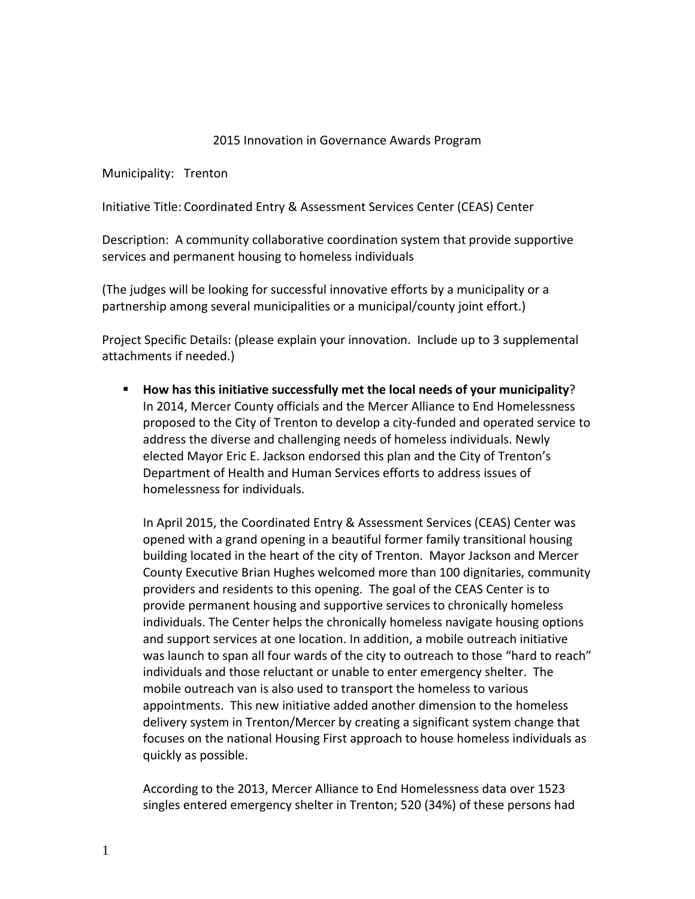2015 Innovation in Governance Awards Program

Municipality: Trenton

Initiative Title: Coordinated Entry & Assessment Services Center (CEAS) Center

Description: A community collaborative coordination system that provide supportive services and permanent housing to homeless individuals

(The judges will be looking for successful innovative efforts by a municipality or a partnership among several municipalities or a municipal/county joint effort.)

Project Specific Details: (please explain your innovation. Include up to 3 supplemental attachments if needed.)

- **How has this initiative successfully met the local needs of your municipality**?
  In 2014, Mercer County officials and the Mercer Alliance to End Homelessness proposed to the City of Trenton to develop a city-funded and operated service to address the diverse and challenging needs of homeless individuals. Newly elected Mayor Eric E. Jackson endorsed this plan and the City of Trenton's Department of Health and Human Services efforts to address issues of homelessness for individuals.

  In April 2015, the Coordinated Entry & Assessment Services (CEAS) Center was opened with a grand opening in a beautiful former family transitional housing building located in the heart of the city of Trenton. Mayor Jackson and Mercer County Executive Brian Hughes welcomed more than 100 dignitaries, community providers and residents to this opening. The goal of the CEAS Center is to provide permanent housing and supportive services to chronically homeless individuals. The Center helps the chronically homeless navigate housing options and support services at one location. In addition, a mobile outreach initiative was launch to span all four wards of the city to outreach to those "hard to reach" individuals and those reluctant or unable to enter emergency shelter. The mobile outreach van is also used to transport the homeless to various appointments. This new initiative added another dimension to the homeless delivery system in Trenton/Mercer by creating a significant system change that focuses on the national Housing First approach to house homeless individuals as quickly as possible.

  According to the 2013, Mercer Alliance to End Homelessness data over 1523 singles entered emergency shelter in Trenton; 520 (34%) of these persons had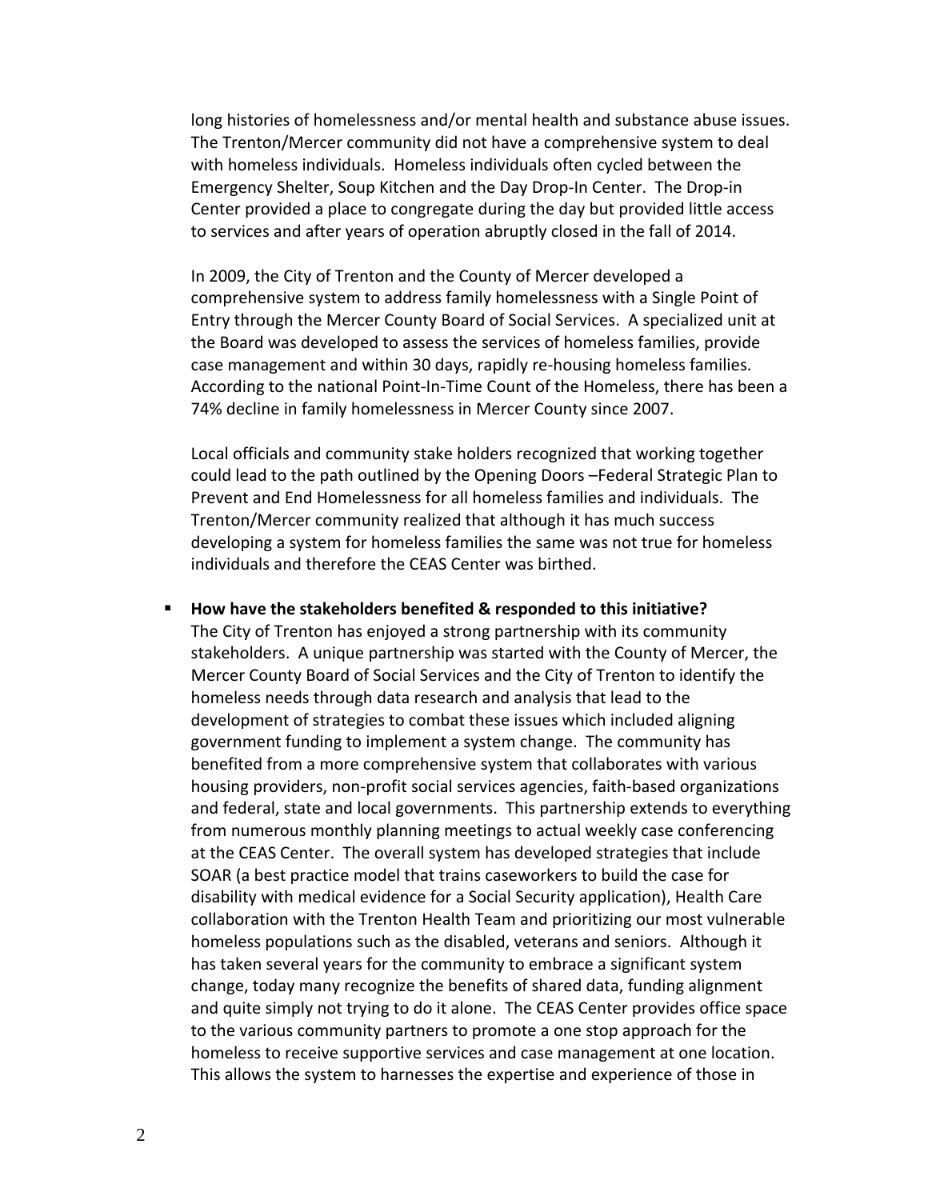long histories of homelessness and/or mental health and substance abuse issues. The Trenton/Mercer community did not have a comprehensive system to deal with homeless individuals. Homeless individuals often cycled between the Emergency Shelter, Soup Kitchen and the Day Drop-In Center. The Drop-in Center provided a place to congregate during the day but provided little access to services and after years of operation abruptly closed in the fall of 2014.

In 2009, the City of Trenton and the County of Mercer developed a comprehensive system to address family homelessness with a Single Point of Entry through the Mercer County Board of Social Services. A specialized unit at the Board was developed to assess the services of homeless families, provide case management and within 30 days, rapidly re-housing homeless families. According to the national Point-In-Time Count of the Homeless, there has been a 74% decline in family homelessness in Mercer County since 2007.

Local officials and community stake holders recognized that working together could lead to the path outlined by the Opening Doors –Federal Strategic Plan to Prevent and End Homelessness for all homeless families and individuals. The Trenton/Mercer community realized that although it has much success developing a system for homeless families the same was not true for homeless individuals and therefore the CEAS Center was birthed.

- **How have the stakeholders benefited & responded to this initiative?**
  The City of Trenton has enjoyed a strong partnership with its community stakeholders. A unique partnership was started with the County of Mercer, the Mercer County Board of Social Services and the City of Trenton to identify the homeless needs through data research and analysis that lead to the development of strategies to combat these issues which included aligning government funding to implement a system change. The community has benefited from a more comprehensive system that collaborates with various housing providers, non-profit social services agencies, faith-based organizations and federal, state and local governments. This partnership extends to everything from numerous monthly planning meetings to actual weekly case conferencing at the CEAS Center. The overall system has developed strategies that include SOAR (a best practice model that trains caseworkers to build the case for disability with medical evidence for a Social Security application), Health Care collaboration with the Trenton Health Team and prioritizing our most vulnerable homeless populations such as the disabled, veterans and seniors. Although it has taken several years for the community to embrace a significant system change, today many recognize the benefits of shared data, funding alignment and quite simply not trying to do it alone. The CEAS Center provides office space to the various community partners to promote a one stop approach for the homeless to receive supportive services and case management at one location. This allows the system to harnesses the expertise and experience of those in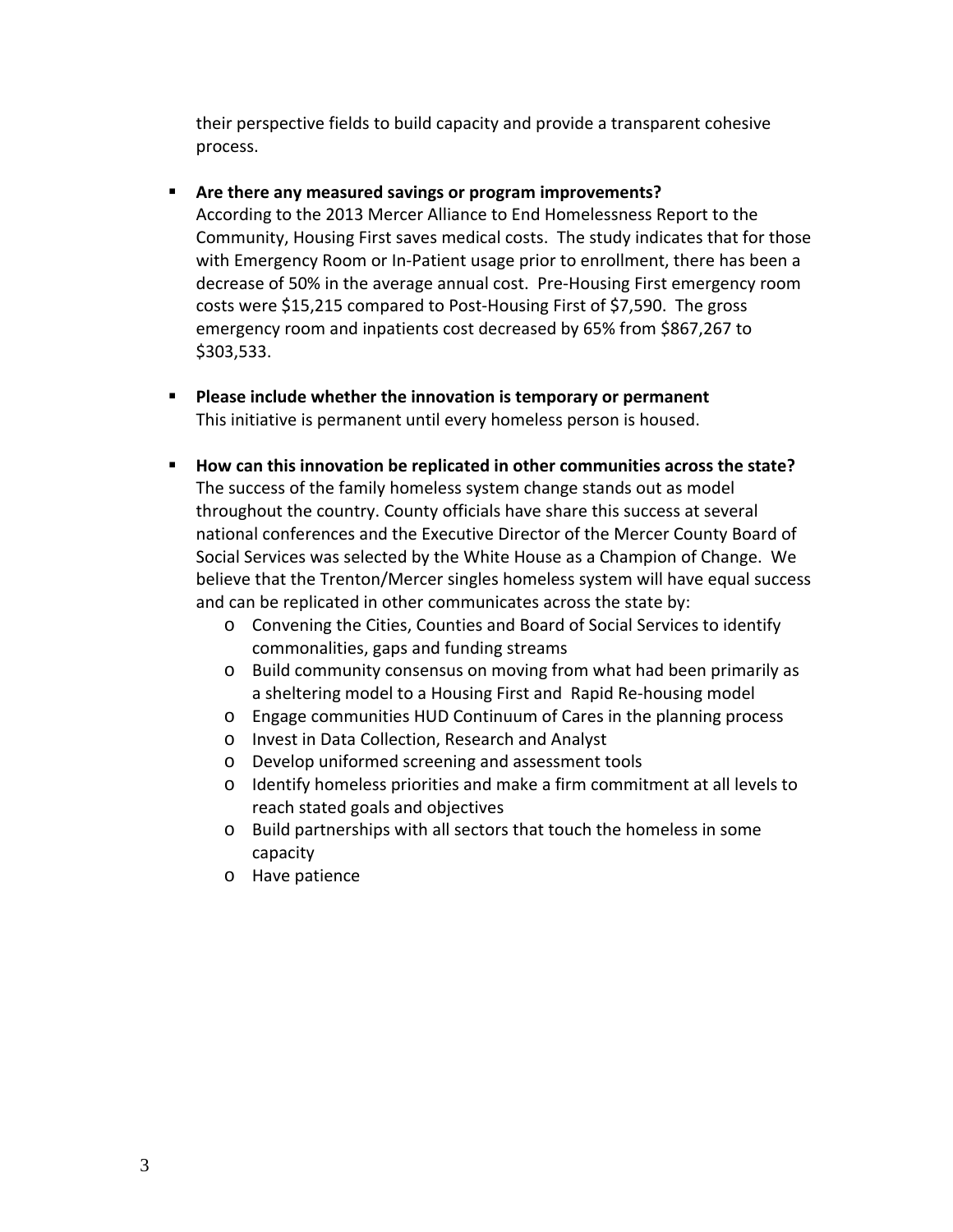their perspective fields to build capacity and provide a transparent cohesive process.

- **Are there any measured savings or program improvements?**
  According to the 2013 Mercer Alliance to End Homelessness Report to the Community, Housing First saves medical costs. The study indicates that for those with Emergency Room or In-Patient usage prior to enrollment, there has been a decrease of 50% in the average annual cost. Pre-Housing First emergency room costs were $15,215 compared to Post-Housing First of $7,590. The gross emergency room and inpatients cost decreased by 65% from $867,267 to $303,533.

- **Please include whether the innovation is temporary or permanent**
  This initiative is permanent until every homeless person is housed.

- **How can this innovation be replicated in other communities across the state?**
  The success of the family homeless system change stands out as model throughout the country. County officials have share this success at several national conferences and the Executive Director of the Mercer County Board of Social Services was selected by the White House as a Champion of Change. We believe that the Trenton/Mercer singles homeless system will have equal success and can be replicated in other communicates across the state by:
  - Convening the Cities, Counties and Board of Social Services to identify commonalities, gaps and funding streams
  - Build community consensus on moving from what had been primarily as a sheltering model to a Housing First and Rapid Re-housing model
  - Engage communities HUD Continuum of Cares in the planning process
  - Invest in Data Collection, Research and Analyst
  - Develop uniformed screening and assessment tools
  - Identify homeless priorities and make a firm commitment at all levels to reach stated goals and objectives
  - Build partnerships with all sectors that touch the homeless in some capacity
  - Have patience